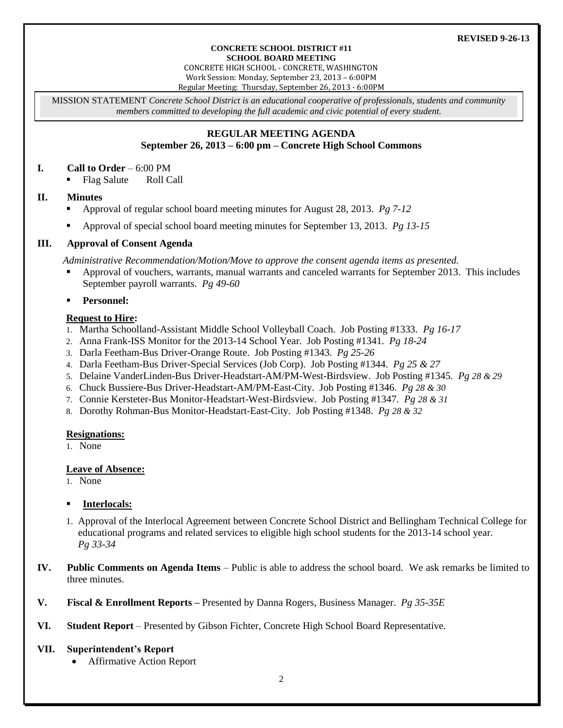**REVISED 9-26-13**

**CONCRETE SCHOOL DISTRICT #11**
**SCHOOL BOARD MEETING**
CONCRETE HIGH SCHOOL - CONCRETE, WASHINGTON
Work Session: Monday, September 23, 2013 – 6:00PM
Regular Meeting: Thursday, September 26, 2013 - 6:00PM

MISSION STATEMENT *Concrete School District is an educational cooperative of professionals, students and community members committed to developing the full academic and civic potential of every student.*

## REGULAR MEETING AGENDA
**September 26, 2013 – 6:00 pm – Concrete High School Commons**

**I. Call to Order** – 6:00 PM
- Flag Salute Roll Call

**II. Minutes**
- Approval of regular school board meeting minutes for August 28, 2013. *Pg 7-12*
- Approval of special school board meeting minutes for September 13, 2013. *Pg 13-15*

**III. Approval of Consent Agenda**

*Administrative Recommendation/Motion/Move to approve the consent agenda items as presented.*
- Approval of vouchers, warrants, manual warrants and canceled warrants for September 2013. This includes September payroll warrants. *Pg 49-60*
- **Personnel:**

**Request to Hire:**
1. Martha Schoolland-Assistant Middle School Volleyball Coach. Job Posting #1333. *Pg 16-17*
2. Anna Frank-ISS Monitor for the 2013-14 School Year. Job Posting #1341. *Pg 18-24*
3. Darla Feetham-Bus Driver-Orange Route. Job Posting #1343. *Pg 25-26*
4. Darla Feetham-Bus Driver-Special Services (Job Corp). Job Posting #1344. *Pg 25 & 27*
5. Delaine VanderLinden-Bus Driver-Headstart-AM/PM-West-Birdsview. Job Posting #1345. *Pg 28 & 29*
6. Chuck Bussiere-Bus Driver-Headstart-AM/PM-East-City. Job Posting #1346. *Pg 28 & 30*
7. Connie Kersteter-Bus Monitor-Headstart-West-Birdsview. Job Posting #1347. *Pg 28 & 31*
8. Dorothy Rohman-Bus Monitor-Headstart-East-City. Job Posting #1348. *Pg 28 & 32*

**Resignations:**
1. None

**Leave of Absence:**
1. None

- **Interlocals:**

1. Approval of the Interlocal Agreement between Concrete School District and Bellingham Technical College for educational programs and related services to eligible high school students for the 2013-14 school year. *Pg 33-34*

**IV. Public Comments on Agenda Items** – Public is able to address the school board. We ask remarks be limited to three minutes.

**V. Fiscal & Enrollment Reports –** Presented by Danna Rogers, Business Manager. *Pg 35-35E*

**VI. Student Report** – Presented by Gibson Fichter, Concrete High School Board Representative.

**VII. Superintendent's Report**
- Affirmative Action Report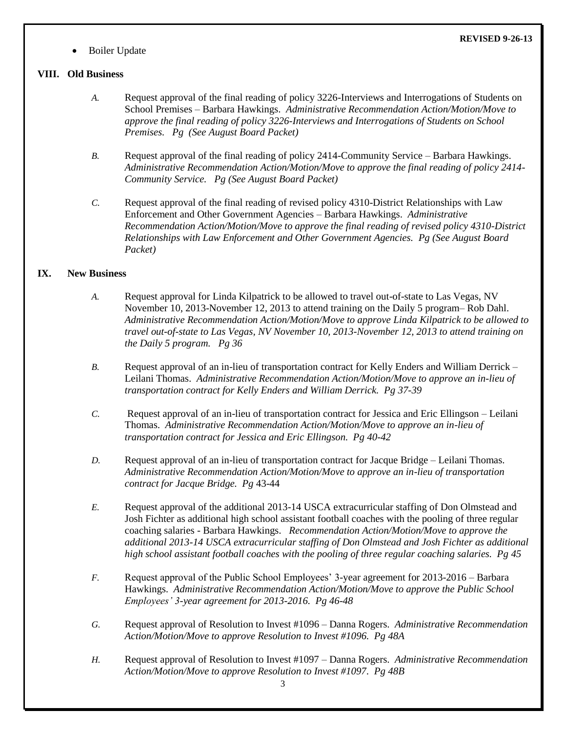**REVISED 9-26-13**

- Boiler Update

## VIII. Old Business

*A.* Request approval of the final reading of policy 3226-Interviews and Interrogations of Students on School Premises – Barbara Hawkings. *Administrative Recommendation Action/Motion/Move to approve the final reading of policy 3226-Interviews and Interrogations of Students on School Premises. Pg (See August Board Packet)*

*B.* Request approval of the final reading of policy 2414-Community Service – Barbara Hawkings. *Administrative Recommendation Action/Motion/Move to approve the final reading of policy 2414-Community Service. Pg (See August Board Packet)*

*C.* Request approval of the final reading of revised policy 4310-District Relationships with Law Enforcement and Other Government Agencies – Barbara Hawkings. *Administrative Recommendation Action/Motion/Move to approve the final reading of revised policy 4310-District Relationships with Law Enforcement and Other Government Agencies. Pg (See August Board Packet)*

## IX. New Business

*A.* Request approval for Linda Kilpatrick to be allowed to travel out-of-state to Las Vegas, NV November 10, 2013-November 12, 2013 to attend training on the Daily 5 program– Rob Dahl. *Administrative Recommendation Action/Motion/Move to approve Linda Kilpatrick to be allowed to travel out-of-state to Las Vegas, NV November 10, 2013-November 12, 2013 to attend training on the Daily 5 program. Pg 36*

*B.* Request approval of an in-lieu of transportation contract for Kelly Enders and William Derrick – Leilani Thomas. *Administrative Recommendation Action/Motion/Move to approve an in-lieu of transportation contract for Kelly Enders and William Derrick. Pg 37-39*

*C.* Request approval of an in-lieu of transportation contract for Jessica and Eric Ellingson – Leilani Thomas. *Administrative Recommendation Action/Motion/Move to approve an in-lieu of transportation contract for Jessica and Eric Ellingson. Pg 40-42*

*D.* Request approval of an in-lieu of transportation contract for Jacque Bridge – Leilani Thomas. *Administrative Recommendation Action/Motion/Move to approve an in-lieu of transportation contract for Jacque Bridge. Pg* 43-44

*E.* Request approval of the additional 2013-14 USCA extracurricular staffing of Don Olmstead and Josh Fichter as additional high school assistant football coaches with the pooling of three regular coaching salaries - Barbara Hawkings. *Recommendation Action/Motion/Move to approve the additional 2013-14 USCA extracurricular staffing of Don Olmstead and Josh Fichter as additional high school assistant football coaches with the pooling of three regular coaching salaries. Pg 45*

*F.* Request approval of the Public School Employees' 3-year agreement for 2013-2016 – Barbara Hawkings. *Administrative Recommendation Action/Motion/Move to approve the Public School Employees' 3-year agreement for 2013-2016. Pg 46-48*

*G.* Request approval of Resolution to Invest #1096 – Danna Rogers. *Administrative Recommendation Action/Motion/Move to approve Resolution to Invest #1096. Pg 48A*

*H.* Request approval of Resolution to Invest #1097 – Danna Rogers. *Administrative Recommendation Action/Motion/Move to approve Resolution to Invest #1097. Pg 48B*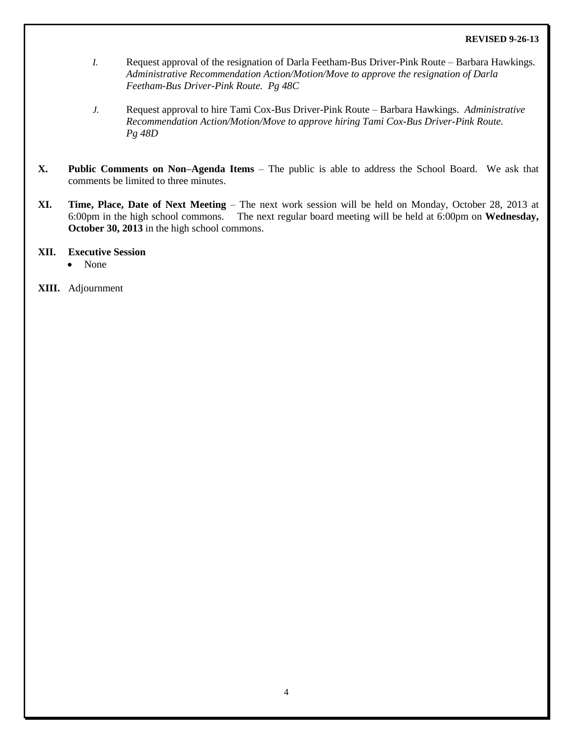**REVISED 9-26-13**

*I.* Request approval of the resignation of Darla Feetham-Bus Driver-Pink Route – Barbara Hawkings. *Administrative Recommendation Action/Motion/Move to approve the resignation of Darla Feetham-Bus Driver-Pink Route. Pg 48C*

*J.* Request approval to hire Tami Cox-Bus Driver-Pink Route – Barbara Hawkings. *Administrative Recommendation Action/Motion/Move to approve hiring Tami Cox-Bus Driver-Pink Route. Pg 48D*

**X. Public Comments on Non–Agenda Items** – The public is able to address the School Board. We ask that comments be limited to three minutes.

**XI. Time, Place, Date of Next Meeting** – The next work session will be held on Monday, October 28, 2013 at 6:00pm in the high school commons. The next regular board meeting will be held at 6:00pm on **Wednesday, October 30, 2013** in the high school commons.

**XII. Executive Session**

- None

**XIII.** Adjournment